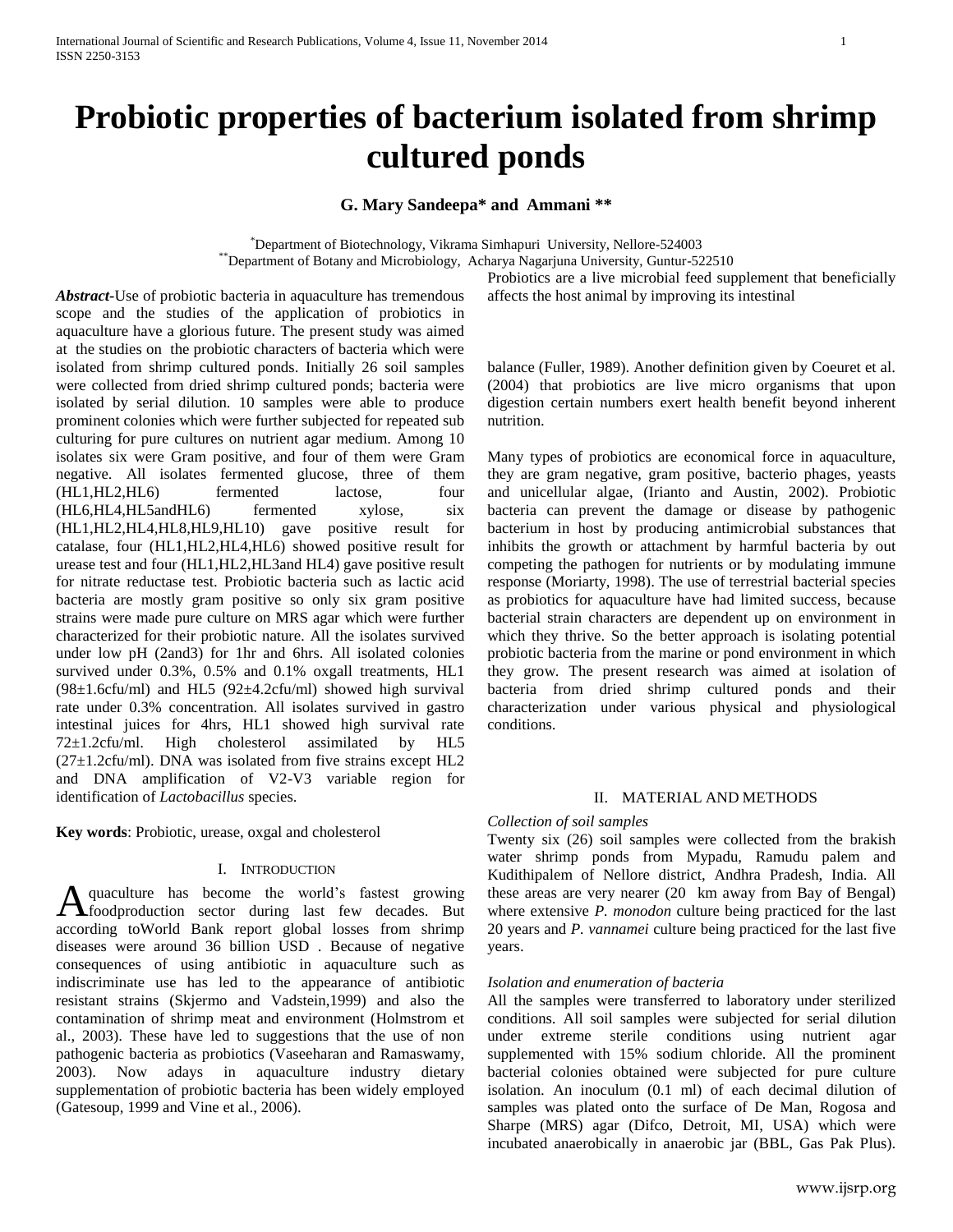# Probiotic properties of bacterium isolated from shrimp cultured ponds

**G. Mary Sandeepa* and Ammani ****

*Department of Biotechnology, Vikrama Simhapuri University, Nellore-524003
**Department of Botany and Microbiology, Acharya Nagarjuna University, Guntur-522510

***Abstract***-Use of probiotic bacteria in aquaculture has tremendous scope and the studies of the application of probiotics in aquaculture have a glorious future. The present study was aimed at the studies on the probiotic characters of bacteria which were isolated from shrimp cultured ponds. Initially 26 soil samples were collected from dried shrimp cultured ponds; bacteria were isolated by serial dilution. 10 samples were able to produce prominent colonies which were further subjected for repeated sub culturing for pure cultures on nutrient agar medium. Among 10 isolates six were Gram positive, and four of them were Gram negative. All isolates fermented glucose, three of them (HL1,HL2,HL6) fermented lactose, four (HL6,HL4,HL5andHL6) fermented xylose, six (HL1,HL2,HL4,HL8,HL9,HL10) gave positive result for catalase, four (HL1,HL2,HL4,HL6) showed positive result for urease test and four (HL1,HL2,HL3and HL4) gave positive result for nitrate reductase test. Probiotic bacteria such as lactic acid bacteria are mostly gram positive so only six gram positive strains were made pure culture on MRS agar which were further characterized for their probiotic nature. All the isolates survived under low pH (2and3) for 1hr and 6hrs. All isolated colonies survived under 0.3%, 0.5% and 0.1% oxgall treatments, HL1 (98±1.6cfu/ml) and HL5 (92±4.2cfu/ml) showed high survival rate under 0.3% concentration. All isolates survived in gastro intestinal juices for 4hrs, HL1 showed high survival rate 72±1.2cfu/ml. High cholesterol assimilated by HL5 (27±1.2cfu/ml). DNA was isolated from five strains except HL2 and DNA amplification of V2-V3 variable region for identification of *Lactobacillus* species.

**Key words**: Probiotic, urease, oxgal and cholesterol

## I. Introduction

Aquaculture has become the world's fastest growing foodproduction sector during last few decades. But according toWorld Bank report global losses from shrimp diseases were around 36 billion USD . Because of negative consequences of using antibiotic in aquaculture such as indiscriminate use has led to the appearance of antibiotic resistant strains (Skjermo and Vadstein,1999) and also the contamination of shrimp meat and environment (Holmstrom et al., 2003). These have led to suggestions that the use of non pathogenic bacteria as probiotics (Vaseeharan and Ramaswamy, 2003). Now adays in aquaculture industry dietary supplementation of probiotic bacteria has been widely employed (Gatesoup, 1999 and Vine et al., 2006).

Probiotics are a live microbial feed supplement that beneficially affects the host animal by improving its intestinal balance (Fuller, 1989). Another definition given by Coeuret et al. (2004) that probiotics are live micro organisms that upon digestion certain numbers exert health benefit beyond inherent nutrition.

Many types of probiotics are economical force in aquaculture, they are gram negative, gram positive, bacterio phages, yeasts and unicellular algae, (Irianto and Austin, 2002). Probiotic bacteria can prevent the damage or disease by pathogenic bacterium in host by producing antimicrobial substances that inhibits the growth or attachment by harmful bacteria by out competing the pathogen for nutrients or by modulating immune response (Moriarty, 1998). The use of terrestrial bacterial species as probiotics for aquaculture have had limited success, because bacterial strain characters are dependent up on environment in which they thrive. So the better approach is isolating potential probiotic bacteria from the marine or pond environment in which they grow. The present research was aimed at isolation of bacteria from dried shrimp cultured ponds and their characterization under various physical and physiological conditions.

## II. Material and Methods

*Collection of soil samples*

Twenty six (26) soil samples were collected from the brakish water shrimp ponds from Mypadu, Ramudu palem and Kudithipalem of Nellore district, Andhra Pradesh, India. All these areas are very nearer (20 km away from Bay of Bengal) where extensive *P. monodon* culture being practiced for the last 20 years and *P. vannamei* culture being practiced for the last five years.

*Isolation and enumeration of bacteria*

All the samples were transferred to laboratory under sterilized conditions. All soil samples were subjected for serial dilution under extreme sterile conditions using nutrient agar supplemented with 15% sodium chloride. All the prominent bacterial colonies obtained were subjected for pure culture isolation. An inoculum (0.1 ml) of each decimal dilution of samples was plated onto the surface of De Man, Rogosa and Sharpe (MRS) agar (Difco, Detroit, MI, USA) which were incubated anaerobically in anaerobic jar (BBL, Gas Pak Plus).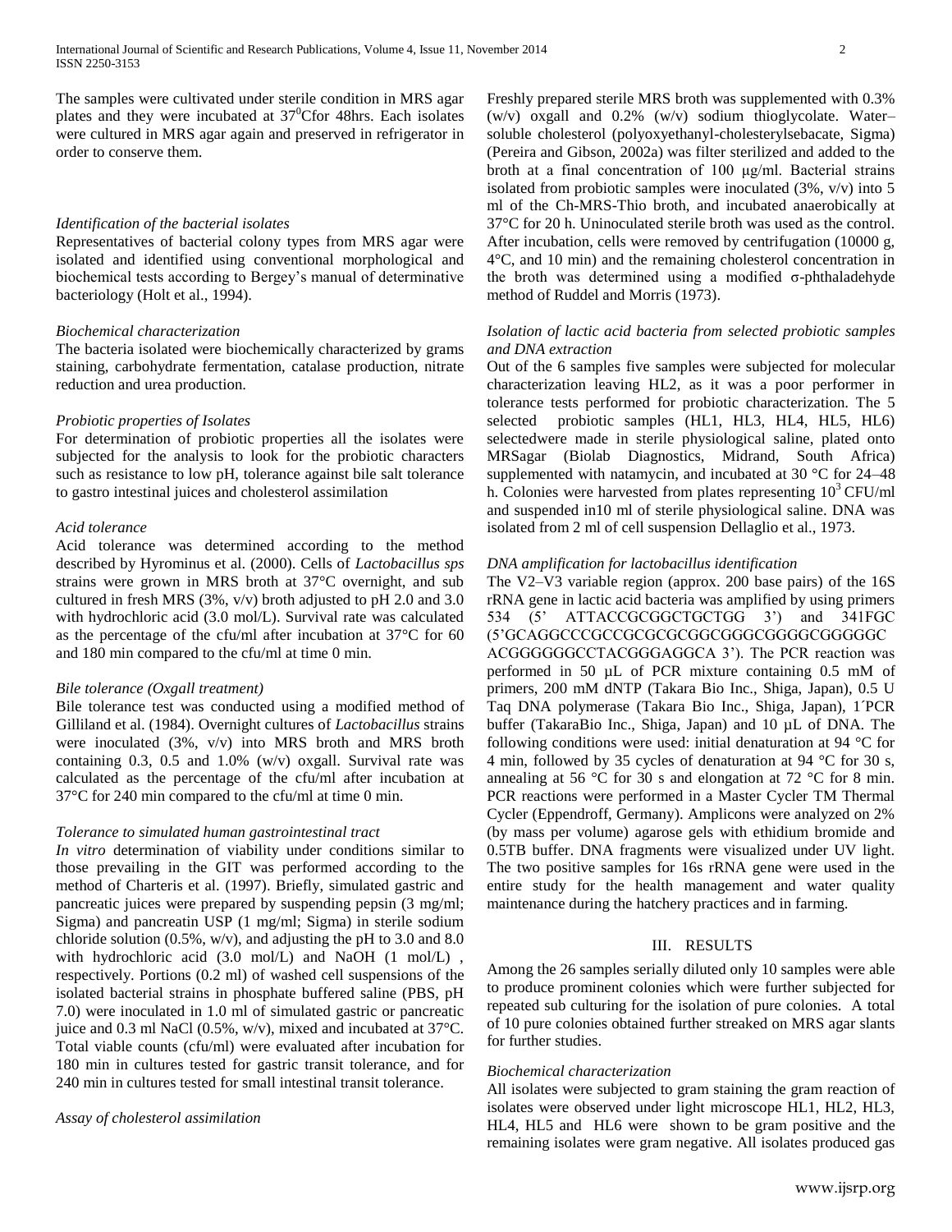The samples were cultivated under sterile condition in MRS agar plates and they were incubated at $37^0$Cfor 48hrs. Each isolates were cultured in MRS agar again and preserved in refrigerator in order to conserve them.

*Identification of the bacterial isolates*

Representatives of bacterial colony types from MRS agar were isolated and identified using conventional morphological and biochemical tests according to Bergey's manual of determinative bacteriology (Holt et al., 1994).

*Biochemical characterization*

The bacteria isolated were biochemically characterized by grams staining, carbohydrate fermentation, catalase production, nitrate reduction and urea production.

*Probiotic properties of Isolates*

For determination of probiotic properties all the isolates were subjected for the analysis to look for the probiotic characters such as resistance to low pH, tolerance against bile salt tolerance to gastro intestinal juices and cholesterol assimilation

*Acid tolerance*

Acid tolerance was determined according to the method described by Hyrominus et al. (2000). Cells of *Lactobacillus sps* strains were grown in MRS broth at 37°C overnight, and sub cultured in fresh MRS (3%, v/v) broth adjusted to pH 2.0 and 3.0 with hydrochloric acid (3.0 mol/L). Survival rate was calculated as the percentage of the cfu/ml after incubation at 37°C for 60 and 180 min compared to the cfu/ml at time 0 min.

*Bile tolerance (Oxgall treatment)*

Bile tolerance test was conducted using a modified method of Gilliland et al. (1984). Overnight cultures of *Lactobacillus* strains were inoculated (3%, v/v) into MRS broth and MRS broth containing 0.3, 0.5 and 1.0% (w/v) oxgall. Survival rate was calculated as the percentage of the cfu/ml after incubation at 37°C for 240 min compared to the cfu/ml at time 0 min.

*Tolerance to simulated human gastrointestinal tract*

*In vitro* determination of viability under conditions similar to those prevailing in the GIT was performed according to the method of Charteris et al. (1997). Briefly, simulated gastric and pancreatic juices were prepared by suspending pepsin (3 mg/ml; Sigma) and pancreatin USP (1 mg/ml; Sigma) in sterile sodium chloride solution (0.5%, w/v), and adjusting the pH to 3.0 and 8.0 with hydrochloric acid (3.0 mol/L) and NaOH (1 mol/L) , respectively. Portions (0.2 ml) of washed cell suspensions of the isolated bacterial strains in phosphate buffered saline (PBS, pH 7.0) were inoculated in 1.0 ml of simulated gastric or pancreatic juice and 0.3 ml NaCl (0.5%, w/v), mixed and incubated at 37°C. Total viable counts (cfu/ml) were evaluated after incubation for 180 min in cultures tested for gastric transit tolerance, and for 240 min in cultures tested for small intestinal transit tolerance.

*Assay of cholesterol assimilation*

Freshly prepared sterile MRS broth was supplemented with 0.3% (w/v) oxgall and 0.2% (w/v) sodium thioglycolate. Water–soluble cholesterol (polyoxyethanyl-cholesterylsebacate, Sigma) (Pereira and Gibson, 2002a) was filter sterilized and added to the broth at a final concentration of 100 μg/ml. Bacterial strains isolated from probiotic samples were inoculated (3%, v/v) into 5 ml of the Ch-MRS-Thio broth, and incubated anaerobically at 37°C for 20 h. Uninoculated sterile broth was used as the control. After incubation, cells were removed by centrifugation (10000 g, 4°C, and 10 min) and the remaining cholesterol concentration in the broth was determined using a modified σ-phthaladehyde method of Ruddel and Morris (1973).

*Isolation of lactic acid bacteria from selected probiotic samples and DNA extraction*

Out of the 6 samples five samples were subjected for molecular characterization leaving HL2, as it was a poor performer in tolerance tests performed for probiotic characterization. The 5 selected probiotic samples (HL1, HL3, HL4, HL5, HL6) selectedwere made in sterile physiological saline, plated onto MRSagar (Biolab Diagnostics, Midrand, South Africa) supplemented with natamycin, and incubated at 30 °C for 24–48 h. Colonies were harvested from plates representing $10^3$ CFU/ml and suspended in10 ml of sterile physiological saline. DNA was isolated from 2 ml of cell suspension Dellaglio et al., 1973.

*DNA amplification for lactobacillus identification*

The V2–V3 variable region (approx. 200 base pairs) of the 16S rRNA gene in lactic acid bacteria was amplified by using primers 534 (5' ATTACCGCGGCTGCTGG 3') and 341FGC (5'GCAGGCCCGCCGCGCGCGGCGGGCGGGGCGGGGGC ACGGGGGGCCTACGGGAGGCA 3'). The PCR reaction was performed in 50 µL of PCR mixture containing 0.5 mM of primers, 200 mM dNTP (Takara Bio Inc., Shiga, Japan), 0.5 U Taq DNA polymerase (Takara Bio Inc., Shiga, Japan), 1´PCR buffer (TakaraBio Inc., Shiga, Japan) and 10 µL of DNA. The following conditions were used: initial denaturation at 94 °C for 4 min, followed by 35 cycles of denaturation at 94 °C for 30 s, annealing at 56 °C for 30 s and elongation at 72 °C for 8 min. PCR reactions were performed in a Master Cycler TM Thermal Cycler (Eppendroff, Germany). Amplicons were analyzed on 2% (by mass per volume) agarose gels with ethidium bromide and 0.5TB buffer. DNA fragments were visualized under UV light. The two positive samples for 16s rRNA gene were used in the entire study for the health management and water quality maintenance during the hatchery practices and in farming.

## III. RESULTS

Among the 26 samples serially diluted only 10 samples were able to produce prominent colonies which were further subjected for repeated sub culturing for the isolation of pure colonies. A total of 10 pure colonies obtained further streaked on MRS agar slants for further studies.

*Biochemical characterization*

All isolates were subjected to gram staining the gram reaction of isolates were observed under light microscope HL1, HL2, HL3, HL4, HL5 and HL6 were shown to be gram positive and the remaining isolates were gram negative. All isolates produced gas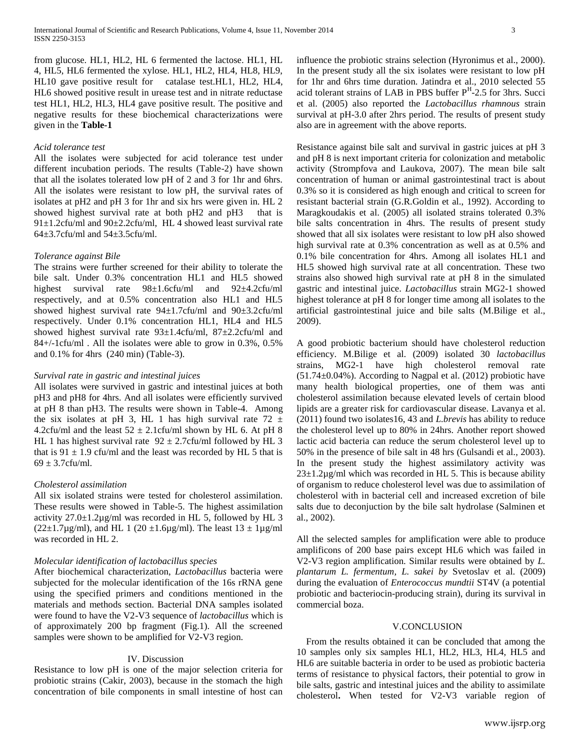from glucose. HL1, HL2, HL 6 fermented the lactose. HL1, HL 4, HL5, HL6 fermented the xylose. HL1, HL2, HL4, HL8, HL9, HL10 gave positive result for catalase test.HL1, HL2, HL4, HL6 showed positive result in urease test and in nitrate reductase test HL1, HL2, HL3, HL4 gave positive result. The positive and negative results for these biochemical characterizations were given in the **Table-1**

*Acid tolerance test*

All the isolates were subjected for acid tolerance test under different incubation periods. The results (Table-2) have shown that all the isolates tolerated low pH of 2 and 3 for 1hr and 6hrs. All the isolates were resistant to low pH, the survival rates of isolates at pH2 and pH 3 for 1hr and six hrs were given in. HL 2 showed highest survival rate at both pH2 and pH3 that is 91±1.2cfu/ml and 90±2.2cfu/ml, HL 4 showed least survival rate 64±3.7cfu/ml and 54±3.5cfu/ml.

*Tolerance against Bile*

The strains were further screened for their ability to tolerate the bile salt. Under 0.3% concentration HL1 and HL5 showed highest survival rate 98±1.6cfu/ml and 92±4.2cfu/ml respectively, and at 0.5% concentration also HL1 and HL5 showed highest survival rate 94±1.7cfu/ml and 90±3.2cfu/ml respectively. Under 0.1% concentration HL1, HL4 and HL5 showed highest survival rate 93±1.4cfu/ml, 87±2.2cfu/ml and 84+/-1cfu/ml . All the isolates were able to grow in 0.3%, 0.5% and 0.1% for 4hrs (240 min) (Table-3).

*Survival rate in gastric and intestinal juices*

All isolates were survived in gastric and intestinal juices at both pH3 and pH8 for 4hrs. And all isolates were efficiently survived at pH 8 than pH3. The results were shown in Table-4. Among the six isolates at pH 3, HL 1 has high survival rate 72 ± 4.2cfu/ml and the least 52 ± 2.1cfu/ml shown by HL 6. At pH 8 HL 1 has highest survival rate 92 ± 2.7cfu/ml followed by HL 3 that is 91 ± 1.9 cfu/ml and the least was recorded by HL 5 that is 69 ± 3.7cfu/ml.

*Cholesterol assimilation*

All six isolated strains were tested for cholesterol assimilation. These results were showed in Table-5. The highest assimilation activity 27.0±1.2µg/ml was recorded in HL 5, followed by HL 3 (22±1.7µg/ml), and HL 1 (20 ±1.6µg/ml). The least 13 ± 1µg/ml was recorded in HL 2.

*Molecular identification of lactobacillus species*

After biochemical characterization, *Lactobacillus* bacteria were subjected for the molecular identification of the 16s rRNA gene using the specified primers and conditions mentioned in the materials and methods section. Bacterial DNA samples isolated were found to have the V2-V3 sequence of *lactobacillus* which is of approximately 200 bp fragment (Fig.1). All the screened samples were shown to be amplified for V2-V3 region.

## IV. Discussion

Resistance to low pH is one of the major selection criteria for probiotic strains (Cakir, 2003), because in the stomach the high concentration of bile components in small intestine of host can influence the probiotic strains selection (Hyronimus et al., 2000). In the present study all the six isolates were resistant to low pH for 1hr and 6hrs time duration. Jatindra et al., 2010 selected 55 acid tolerant strains of LAB in PBS buffer $P^{H}$-2.5 for 3hrs. Succi et al. (2005) also reported the *Lactobacillus rhamnous* strain survival at pH-3.0 after 2hrs period. The results of present study also are in agreement with the above reports.

Resistance against bile salt and survival in gastric juices at pH 3 and pH 8 is next important criteria for colonization and metabolic activity (Strompfova and Laukova, 2007). The mean bile salt concentration of human or animal gastrointestinal tract is about 0.3% so it is considered as high enough and critical to screen for resistant bacterial strain (G.R.Goldin et al., 1992). According to Maragkoudakis et al. (2005) all isolated strains tolerated 0.3% bile salts concentration in 4hrs. The results of present study showed that all six isolates were resistant to low pH also showed high survival rate at 0.3% concentration as well as at 0.5% and 0.1% bile concentration for 4hrs. Among all isolates HL1 and HL5 showed high survival rate at all concentration. These two strains also showed high survival rate at pH 8 in the simulated gastric and intestinal juice. *Lactobacillus* strain MG2-1 showed highest tolerance at pH 8 for longer time among all isolates to the artificial gastrointestinal juice and bile salts (M.Bilige et al., 2009).

A good probiotic bacterium should have cholesterol reduction efficiency. M.Bilige et al. (2009) isolated 30 *lactobacillus* strains, MG2-1 have high cholesterol removal rate (51.74±0.04%). According to Nagpal et al. (2012) probiotic have many health biological properties, one of them was anti cholesterol assimilation because elevated levels of certain blood lipids are a greater risk for cardiovascular disease. Lavanya et al. (2011) found two isolates16, 43 and *L.brevis* has ability to reduce the cholesterol level up to 80% in 24hrs. Another report showed lactic acid bacteria can reduce the serum cholesterol level up to 50% in the presence of bile salt in 48 hrs (Gulsandi et al., 2003). In the present study the highest assimilatory activity was 23±1.2µg/ml which was recorded in HL 5. This is because ability of organism to reduce cholesterol level was due to assimilation of cholesterol with in bacterial cell and increased excretion of bile salts due to deconjuction by the bile salt hydrolase (Salminen et al., 2002).

All the selected samples for amplification were able to produce amplificons of 200 base pairs except HL6 which was failed in V2-V3 region amplification. Similar results were obtained by *L. plantarum L. fermentum, L. sakei by* Svetoslav et al. (2009) during the evaluation of *Enterococcus mundtii* ST4V (a potential probiotic and bacteriocin-producing strain), during its survival in commercial boza.

## V.CONCLUSION

From the results obtained it can be concluded that among the 10 samples only six samples HL1, HL2, HL3, HL4, HL5 and HL6 are suitable bacteria in order to be used as probiotic bacteria terms of resistance to physical factors, their potential to grow in bile salts, gastric and intestinal juices and the ability to assimilate cholesterol**.** When tested for V2-V3 variable region of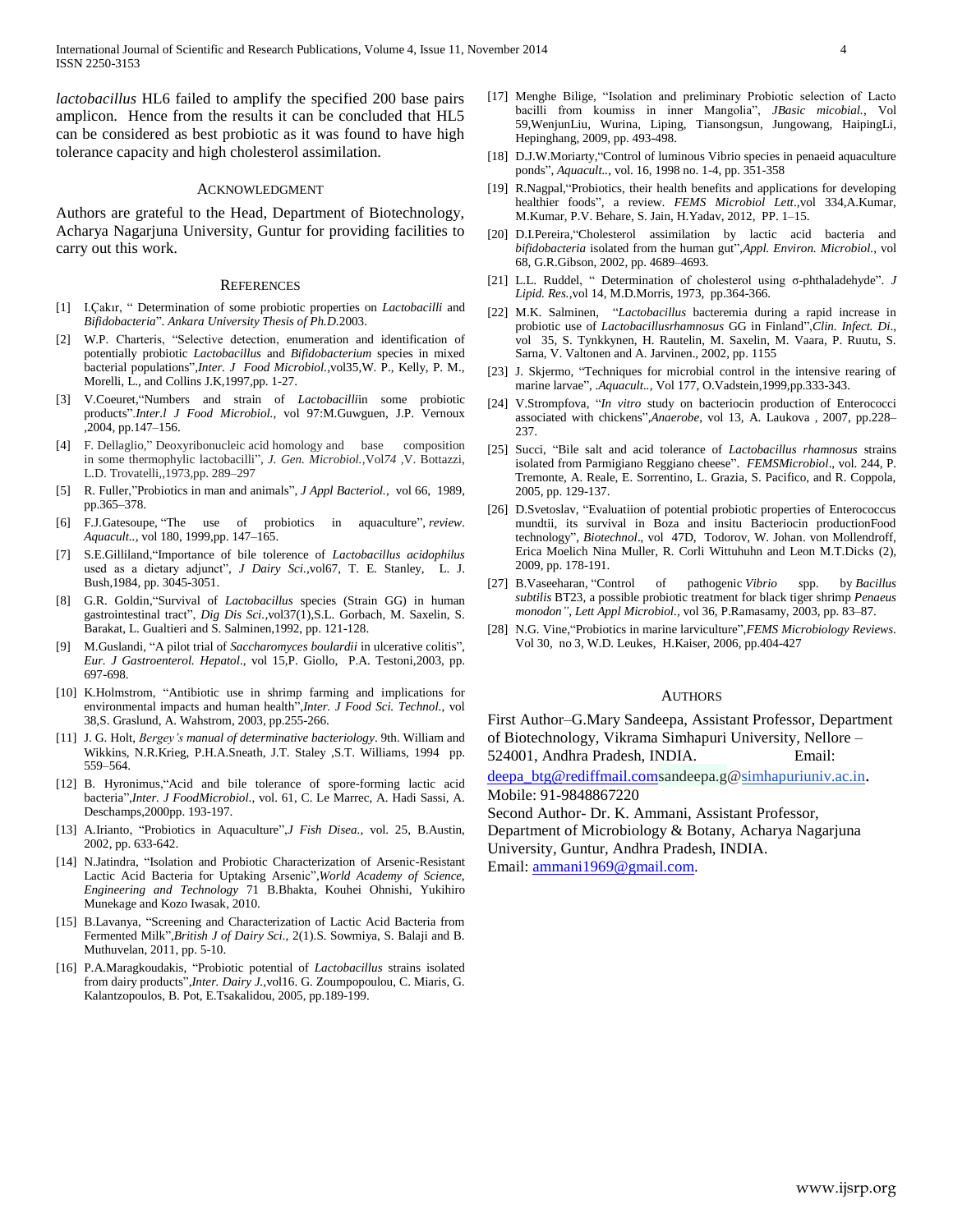*lactobacillus* HL6 failed to amplify the specified 200 base pairs amplicon. Hence from the results it can be concluded that HL5 can be considered as best probiotic as it was found to have high tolerance capacity and high cholesterol assimilation.

## ACKNOWLEDGMENT

Authors are grateful to the Head, Department of Biotechnology, Acharya Nagarjuna University, Guntur for providing facilities to carry out this work.

## REFERENCES

[1] I.Çakır, " Determination of some probiotic properties on *Lactobacilli* and *Bifidobacteria*". *Ankara University Thesis of Ph.D.*2003.

[2] W.P. Charteris, "Selective detection, enumeration and identification of potentially probiotic *Lactobacillus* and *Bifidobacterium* species in mixed bacterial populations",*Inter. J Food Microbiol.*,vol35,W. P., Kelly, P. M., Morelli, L., and Collins J.K,1997,pp. 1-27.

[3] V.Coeuret,"Numbers and strain of *Lactobacilli*in some probiotic products".*Inter.l J Food Microbiol.*, vol 97:M.Guwguen, J.P. Vernoux ,2004, pp.147–156.

[4] F. Dellaglio," Deoxyribonucleic acid homology and base composition in some thermophylic lactobacilli", *J. Gen. Microbiol.*,Vol*74* ,V. Bottazzi, L.D. Trovatelli,,1973,pp. 289–297

[5] R. Fuller,"Probiotics in man and animals", *J Appl Bacteriol.*, vol 66, 1989, pp.365–378.

[6] F.J.Gatesoupe, "The use of probiotics in aquaculture", *review*. *Aquacult..*, vol 180, 1999,pp. 147–165.

[7] S.E.Gilliland,"Importance of bile tolerence of *Lactobacillus acidophilus* used as a dietary adjunct", *J Dairy Sci.*,vol67, T. E. Stanley, L. J. Bush,1984, pp. 3045-3051.

[8] G.R. Goldin,"Survival of *Lactobacillus* species (Strain GG) in human gastrointestinal tract", *Dig Dis Sci.*,vol37(1),S.L. Gorbach, M. Saxelin, S. Barakat, L. Gualtieri and S. Salminen,1992, pp. 121-128.

[9] M.Guslandi, "A pilot trial of *Saccharomyces boulardii* in ulcerative colitis", *Eur. J Gastroenterol. Hepatol*., vol 15,P. Giollo, P.A. Testoni,2003, pp. 697-698.

[10] K.Holmstrom, "Antibiotic use in shrimp farming and implications for environmental impacts and human health",*Inter. J Food Sci. Technol.*, vol 38,S. Graslund, A. Wahstrom, 2003, pp.255-266.

[11] J. G. Holt, *Bergey's manual of determinative bacteriology*. 9th. William and Wikkins, N.R.Krieg, P.H.A.Sneath, J.T. Staley ,S.T. Williams, 1994 pp. 559–564.

[12] B. Hyronimus,"Acid and bile tolerance of spore-forming lactic acid bacteria",*Inter. J FoodMicrobiol.*, vol. 61, C. Le Marrec, A. Hadi Sassi, A. Deschamps,2000pp. 193-197.

[13] A.Irianto, "Probiotics in Aquaculture",*J Fish Disea.*, vol. 25, B.Austin, 2002, pp. 633-642.

[14] N.Jatindra, "Isolation and Probiotic Characterization of Arsenic-Resistant Lactic Acid Bacteria for Uptaking Arsenic",*World Academy of Science, Engineering and Technology* 71 B.Bhakta, Kouhei Ohnishi, Yukihiro Munekage and Kozo Iwasak, 2010.

[15] B.Lavanya, "Screening and Characterization of Lactic Acid Bacteria from Fermented Milk",*British J of Dairy Sci.*, 2(1).S. Sowmiya, S. Balaji and B. Muthuvelan, 2011, pp. 5-10.

[16] P.A.Maragkoudakis, "Probiotic potential of *Lactobacillus* strains isolated from dairy products",*Inter. Dairy J.*,vol16. G. Zoumpopoulou, C. Miaris, G. Kalantzopoulos, B. Pot, E.Tsakalidou, 2005, pp.189-199.

[17] Menghe Bilige, "Isolation and preliminary Probiotic selection of Lacto bacilli from koumiss in inner Mangolia", *JBasic micobial.*, Vol 59,WenjunLiu, Wurina, Liping, Tiansongsun, Jungowang, HaipingLi, Hepinghang, 2009, pp. 493-498.

[18] D.J.W.Moriarty,"Control of luminous Vibrio species in penaeid aquaculture ponds", *Aquacult..*, vol. 16, 1998 no. 1-4, pp. 351-358

[19] R.Nagpal,"Probiotics, their health benefits and applications for developing healthier foods", a review. *FEMS Microbiol Lett*.,vol 334,A.Kumar, M.Kumar, P.V. Behare, S. Jain, H.Yadav, 2012, PP. 1–15.

[20] D.I.Pereira,"Cholesterol assimilation by lactic acid bacteria and *bifidobacteria* isolated from the human gut",*Appl. Environ. Microbiol.*, vol 68, G.R.Gibson, 2002, pp. 4689–4693.

[21] L.L. Ruddel, " Determination of cholesterol using σ-phthaladehyde". *J Lipid. Res.*,vol 14, M.D.Morris, 1973, pp.364-366.

[22] M.K. Salminen, "*Lactobacillus* bacteremia during a rapid increase in probiotic use of *Lactobacillusrhamnosus* GG in Finland",*Clin. Infect. Di*., vol 35, S. Tynkkynen, H. Rautelin, M. Saxelin, M. Vaara, P. Ruutu, S. Sarna, V. Valtonen and A. Jarvinen., 2002, pp. 1155

[23] J. Skjermo, "Techniques for microbial control in the intensive rearing of marine larvae", .*Aquacult..*, Vol 177, O.Vadstein,1999,pp.333-343.

[24] V.Strompfova, "*In vitro* study on bacteriocin production of Enterococci associated with chickens",*Anaerobe*, vol 13, A. Laukova , 2007, pp.228–237.

[25] Succi, "Bile salt and acid tolerance of *Lactobacillus rhamnosus* strains isolated from Parmigiano Reggiano cheese". *FEMSMicrobiol*., vol. 244, P. Tremonte, A. Reale, E. Sorrentino, L. Grazia, S. Pacifico, and R. Coppola, 2005, pp. 129-137.

[26] D.Svetoslav, "Evaluatiion of potential probiotic properties of Enterococcus mundtii, its survival in Boza and insitu Bacteriocin productionFood technology", *Biotechnol*., vol 47D, Todorov, W. Johan. von Mollendroff, Erica Moelich Nina Muller, R. Corli Wittuhuhn and Leon M.T.Dicks (2), 2009, pp. 178-191.

[27] B.Vaseeharan, "Control of pathogenic *Vibrio* spp. by *Bacillus subtilis* BT23, a possible probiotic treatment for black tiger shrimp *Penaeus monodon", Lett Appl Microbiol*., vol 36, P.Ramasamy, 2003, pp. 83–87.

[28] N.G. Vine,"Probiotics in marine larviculture",*FEMS Microbiology Reviews*. Vol 30, no 3, W.D. Leukes, H.Kaiser, 2006, pp.404-427

## AUTHORS

First Author–G.Mary Sandeepa, Assistant Professor, Department of Biotechnology, Vikrama Simhapuri University, Nellore – 524001, Andhra Pradesh, INDIA. Email: deepa_btg@rediffmail.comsandeepa.g@simhapuriuniv.ac.in.
Mobile: 91-9848867220

Second Author- Dr. K. Ammani, Assistant Professor, Department of Microbiology & Botany, Acharya Nagarjuna University, Guntur, Andhra Pradesh, INDIA.
Email: ammani1969@gmail.com.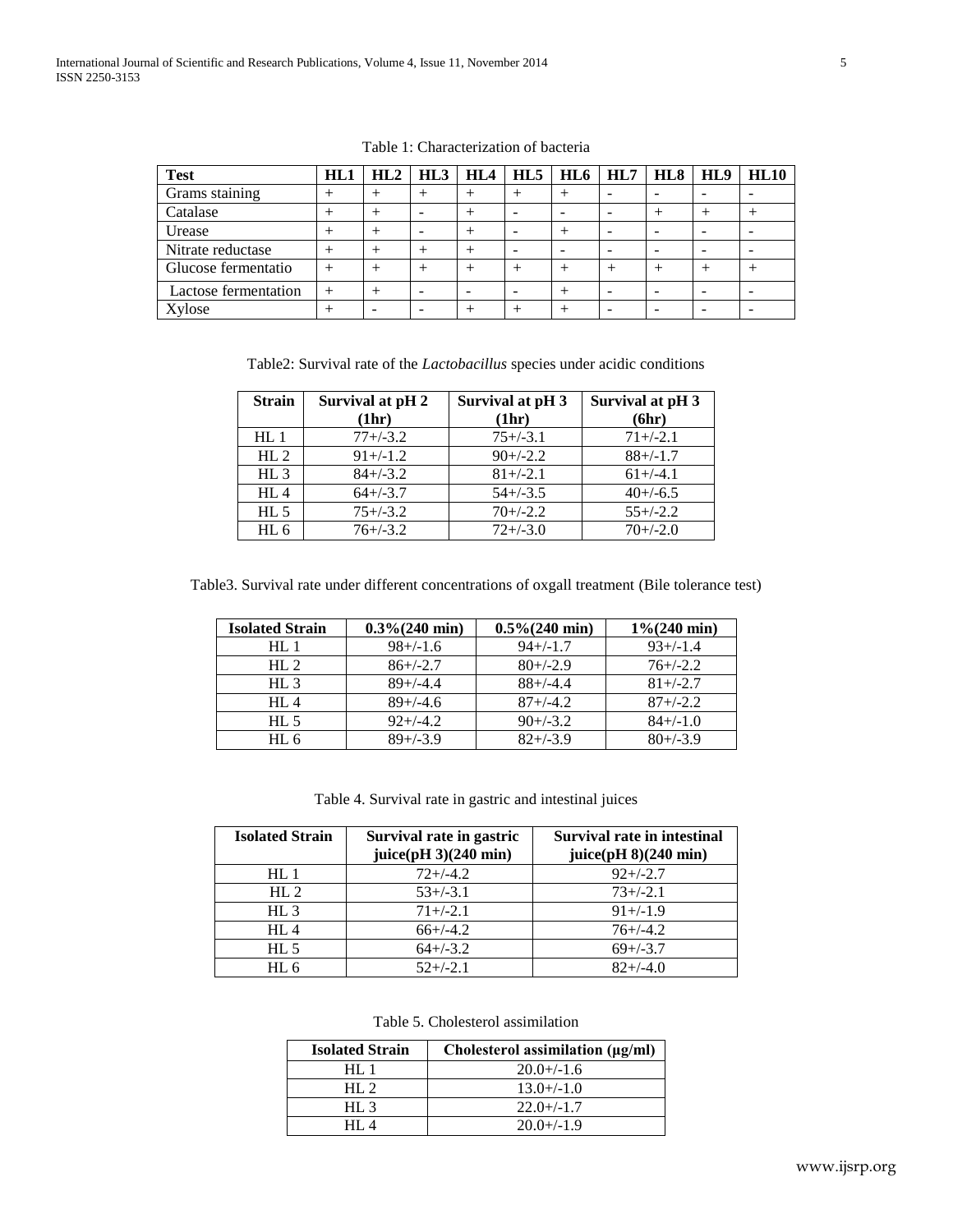Table 1: Characterization of bacteria

| Test | HL1 | HL2 | HL3 | HL4 | HL5 | HL6 | HL7 | HL8 | HL9 | HL10 |
|---|---|---|---|---|---|---|---|---|---|---|
| Grams staining | + | + | + | + | + | + | - | - | - | - |
| Catalase | + | + | - | + | - | - | - | + | + | + |
| Urease | + | + | - | + | - | + | - | - | - | - |
| Nitrate reductase | + | + | + | + | - | - | - | - | - | - |
| Glucose fermentatio | + | + | + | + | + | + | + | + | + | + |
| Lactose fermentation | + | + | - | - | - | + | - | - | - | - |
| Xylose | + | - | - | + | + | + | - | - | - | - |

Table2: Survival rate of the *Lactobacillus* species under acidic conditions

| Strain | Survival at pH 2 (1hr) | Survival at pH 3 (1hr) | Survival at pH 3 (6hr) |
|---|---|---|---|
| HL 1 | 77+/-3.2 | 75+/-3.1 | 71+/-2.1 |
| HL 2 | 91+/-1.2 | 90+/-2.2 | 88+/-1.7 |
| HL 3 | 84+/-3.2 | 81+/-2.1 | 61+/-4.1 |
| HL 4 | 64+/-3.7 | 54+/-3.5 | 40+/-6.5 |
| HL 5 | 75+/-3.2 | 70+/-2.2 | 55+/-2.2 |
| HL 6 | 76+/-3.2 | 72+/-3.0 | 70+/-2.0 |

Table3. Survival rate under different concentrations of oxgall treatment (Bile tolerance test)

| Isolated Strain | 0.3%(240 min) | 0.5%(240 min) | 1%(240 min) |
|---|---|---|---|
| HL 1 | 98+/-1.6 | 94+/-1.7 | 93+/-1.4 |
| HL 2 | 86+/-2.7 | 80+/-2.9 | 76+/-2.2 |
| HL 3 | 89+/-4.4 | 88+/-4.4 | 81+/-2.7 |
| HL 4 | 89+/-4.6 | 87+/-4.2 | 87+/-2.2 |
| HL 5 | 92+/-4.2 | 90+/-3.2 | 84+/-1.0 |
| HL 6 | 89+/-3.9 | 82+/-3.9 | 80+/-3.9 |

Table 4. Survival rate in gastric and intestinal juices

| Isolated Strain | Survival rate in gastric juice(pH 3)(240 min) | Survival rate in intestinal juice(pH 8)(240 min) |
|---|---|---|
| HL 1 | 72+/-4.2 | 92+/-2.7 |
| HL 2 | 53+/-3.1 | 73+/-2.1 |
| HL 3 | 71+/-2.1 | 91+/-1.9 |
| HL 4 | 66+/-4.2 | 76+/-4.2 |
| HL 5 | 64+/-3.2 | 69+/-3.7 |
| HL 6 | 52+/-2.1 | 82+/-4.0 |

Table 5. Cholesterol assimilation

| Isolated Strain | Cholesterol assimilation (µg/ml) |
|---|---|
| HL 1 | 20.0+/-1.6 |
| HL 2 | 13.0+/-1.0 |
| HL 3 | 22.0+/-1.7 |
| HL 4 | 20.0+/-1.9 |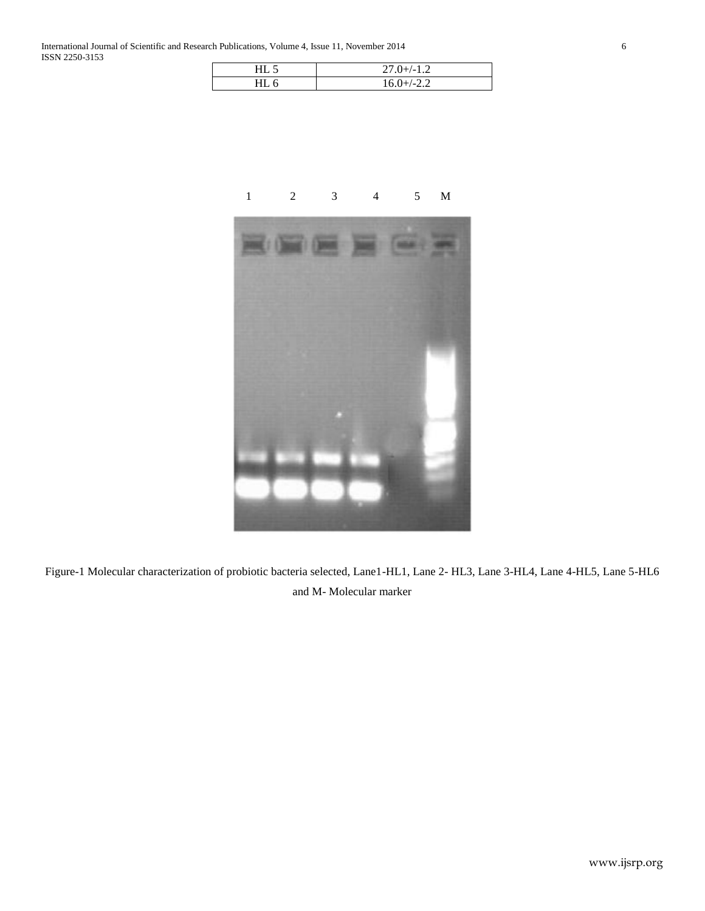| | |
|---|---|
| HL 5 | 27.0+/-1.2 |
| HL 6 | 16.0+/-2.2 |

1 2 3 4 5 M

Figure-1 Molecular characterization of probiotic bacteria selected, Lane1-HL1, Lane 2- HL3, Lane 3-HL4, Lane 4-HL5, Lane 5-HL6 and M- Molecular marker